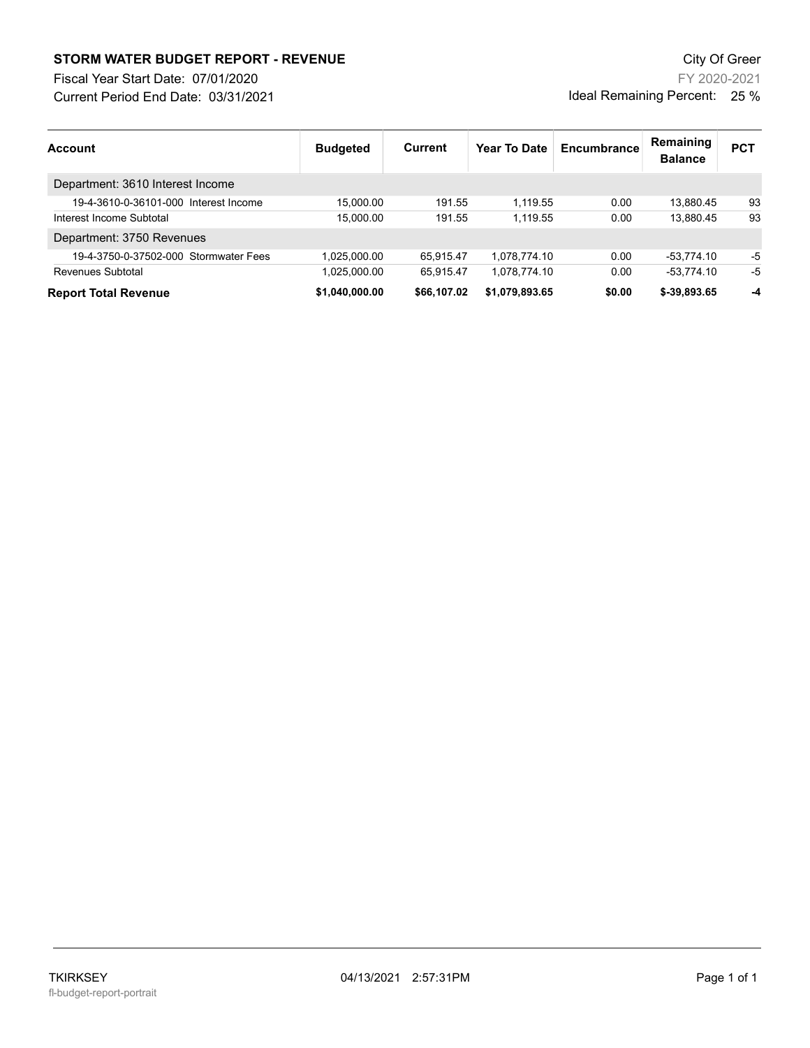**STORM WATER BUDGET REPORT - REVENUE**

City Of Greer

Fiscal Year Start Date: 07/01/2020

FY 2020-2021

Current Period End Date: 03/31/2021

Ideal Remaining Percent: 25 %

| Account | Budgeted | Current | Year To Date | Encumbrance | Remaining Balance | PCT |
|---|---|---|---|---|---|---|
| Department: 3610 Interest Income | | | | | | |
| 19-4-3610-0-36101-000 Interest Income | 15,000.00 | 191.55 | 1,119.55 | 0.00 | 13,880.45 | 93 |
| Interest Income Subtotal | 15,000.00 | 191.55 | 1,119.55 | 0.00 | 13,880.45 | 93 |
| Department: 3750 Revenues | | | | | | |
| 19-4-3750-0-37502-000 Stormwater Fees | 1,025,000.00 | 65,915.47 | 1,078,774.10 | 0.00 | -53,774.10 | -5 |
| Revenues Subtotal | 1,025,000.00 | 65,915.47 | 1,078,774.10 | 0.00 | -53,774.10 | -5 |
| **Report Total Revenue** | **$1,040,000.00** | **$66,107.02** | **$1,079,893.65** | **$0.00** | **$-39,893.65** | **-4** |

TKIRKSEY 04/13/2021 2:57:31PM

fl-budget-report-portrait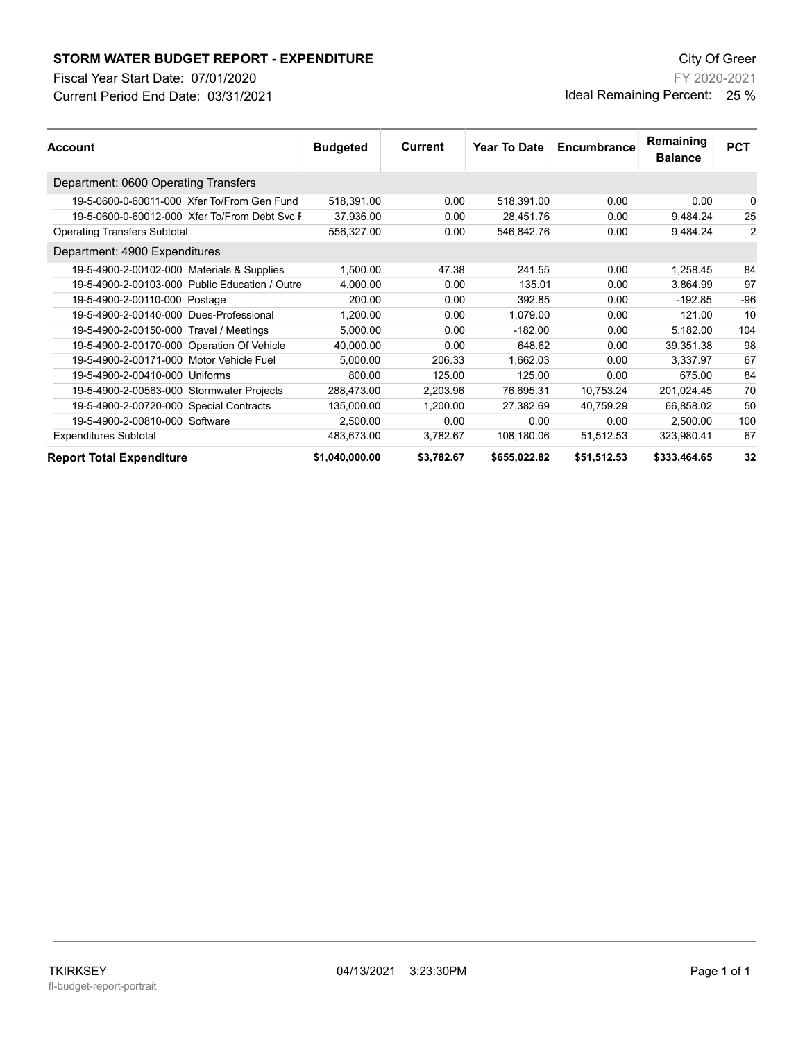# STORM WATER BUDGET REPORT - EXPENDITURE

City Of Greer

Fiscal Year Start Date: 07/01/2020

FY 2020-2021

Current Period End Date: 03/31/2021

Ideal Remaining Percent: 25 %

| Account | Budgeted | Current | Year To Date | Encumbrance | Remaining Balance | PCT |
|---|---|---|---|---|---|---|
| Department: 0600 Operating Transfers | | | | | | |
| 19-5-0600-0-60011-000 Xfer To/From Gen Fund | 518,391.00 | 0.00 | 518,391.00 | 0.00 | 0.00 | 0 |
| 19-5-0600-0-60012-000 Xfer To/From Debt Svc F | 37,936.00 | 0.00 | 28,451.76 | 0.00 | 9,484.24 | 25 |
| Operating Transfers Subtotal | 556,327.00 | 0.00 | 546,842.76 | 0.00 | 9,484.24 | 2 |
| Department: 4900 Expenditures | | | | | | |
| 19-5-4900-2-00102-000 Materials & Supplies | 1,500.00 | 47.38 | 241.55 | 0.00 | 1,258.45 | 84 |
| 19-5-4900-2-00103-000 Public Education / Outre | 4,000.00 | 0.00 | 135.01 | 0.00 | 3,864.99 | 97 |
| 19-5-4900-2-00110-000 Postage | 200.00 | 0.00 | 392.85 | 0.00 | -192.85 | -96 |
| 19-5-4900-2-00140-000 Dues-Professional | 1,200.00 | 0.00 | 1,079.00 | 0.00 | 121.00 | 10 |
| 19-5-4900-2-00150-000 Travel / Meetings | 5,000.00 | 0.00 | -182.00 | 0.00 | 5,182.00 | 104 |
| 19-5-4900-2-00170-000 Operation Of Vehicle | 40,000.00 | 0.00 | 648.62 | 0.00 | 39,351.38 | 98 |
| 19-5-4900-2-00171-000 Motor Vehicle Fuel | 5,000.00 | 206.33 | 1,662.03 | 0.00 | 3,337.97 | 67 |
| 19-5-4900-2-00410-000 Uniforms | 800.00 | 125.00 | 125.00 | 0.00 | 675.00 | 84 |
| 19-5-4900-2-00563-000 Stormwater Projects | 288,473.00 | 2,203.96 | 76,695.31 | 10,753.24 | 201,024.45 | 70 |
| 19-5-4900-2-00720-000 Special Contracts | 135,000.00 | 1,200.00 | 27,382.69 | 40,759.29 | 66,858.02 | 50 |
| 19-5-4900-2-00810-000 Software | 2,500.00 | 0.00 | 0.00 | 0.00 | 2,500.00 | 100 |
| Expenditures Subtotal | 483,673.00 | 3,782.67 | 108,180.06 | 51,512.53 | 323,980.41 | 67 |
| **Report Total Expenditure** | **$1,040,000.00** | **$3,782.67** | **$655,022.82** | **$51,512.53** | **$333,464.65** | **32** |

TKIRKSEY 04/13/2021 3:23:30PM

fl-budget-report-portrait